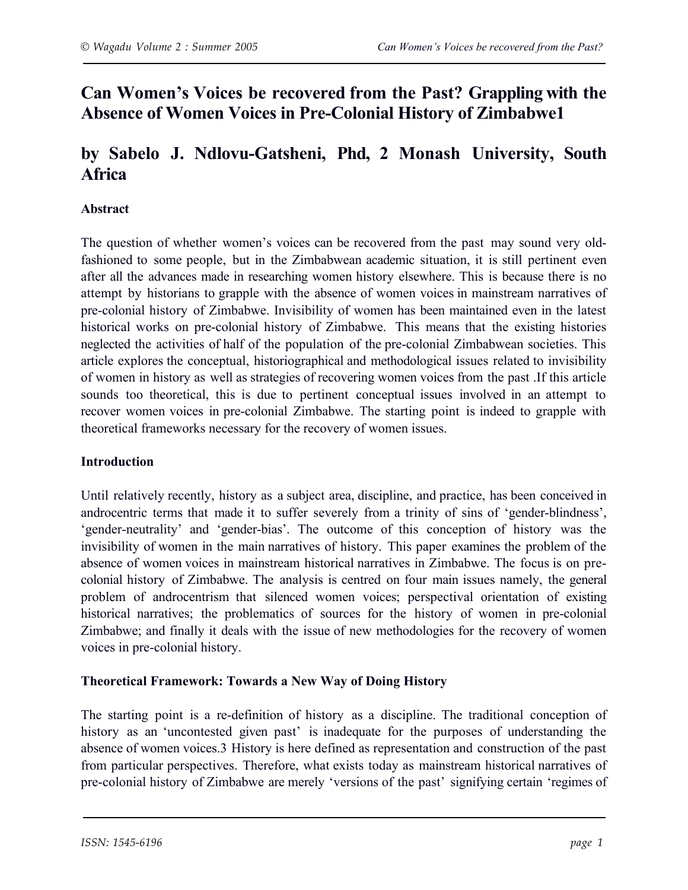# Can Women's Voices be recovered from the Past? Grappling with the Absence of Women Voices in Pre-Colonial History of Zimbabwe[1]

## by Sabelo J. Ndlovu-Gatsheni, Phd, [2] Monash University, South Africa

### Abstract

The question of whether women's voices can be recovered from the past may sound very old-fashioned to some people, but in the Zimbabwean academic situation, it is still pertinent even after all the advances made in researching women history elsewhere. This is because there is no attempt by historians to grapple with the absence of women voices in mainstream narratives of pre-colonial history of Zimbabwe. Invisibility of women has been maintained even in the latest historical works on pre-colonial history of Zimbabwe. This means that the existing histories neglected the activities of half of the population of the pre-colonial Zimbabwean societies. This article explores the conceptual, historiographical and methodological issues related to invisibility of women in history as well as strategies of recovering women voices from the past .If this article sounds too theoretical, this is due to pertinent conceptual issues involved in an attempt to recover women voices in pre-colonial Zimbabwe. The starting point is indeed to grapple with theoretical frameworks necessary for the recovery of women issues.

### Introduction

Until relatively recently, history as a subject area, discipline, and practice, has been conceived in androcentric terms that made it to suffer severely from a trinity of sins of 'gender-blindness', 'gender-neutrality' and 'gender-bias'. The outcome of this conception of history was the invisibility of women in the main narratives of history. This paper examines the problem of the absence of women voices in mainstream historical narratives in Zimbabwe. The focus is on pre-colonial history of Zimbabwe. The analysis is centred on four main issues namely, the general problem of androcentrism that silenced women voices; perspectival orientation of existing historical narratives; the problematics of sources for the history of women in pre-colonial Zimbabwe; and finally it deals with the issue of new methodologies for the recovery of women voices in pre-colonial history.

### Theoretical Framework: Towards a New Way of Doing History

The starting point is a re-definition of history as a discipline. The traditional conception of history as an 'uncontested given past' is inadequate for the purposes of understanding the absence of women voices.[3] History is here defined as representation and construction of the past from particular perspectives. Therefore, what exists today as mainstream historical narratives of pre-colonial history of Zimbabwe are merely 'versions of the past' signifying certain 'regimes of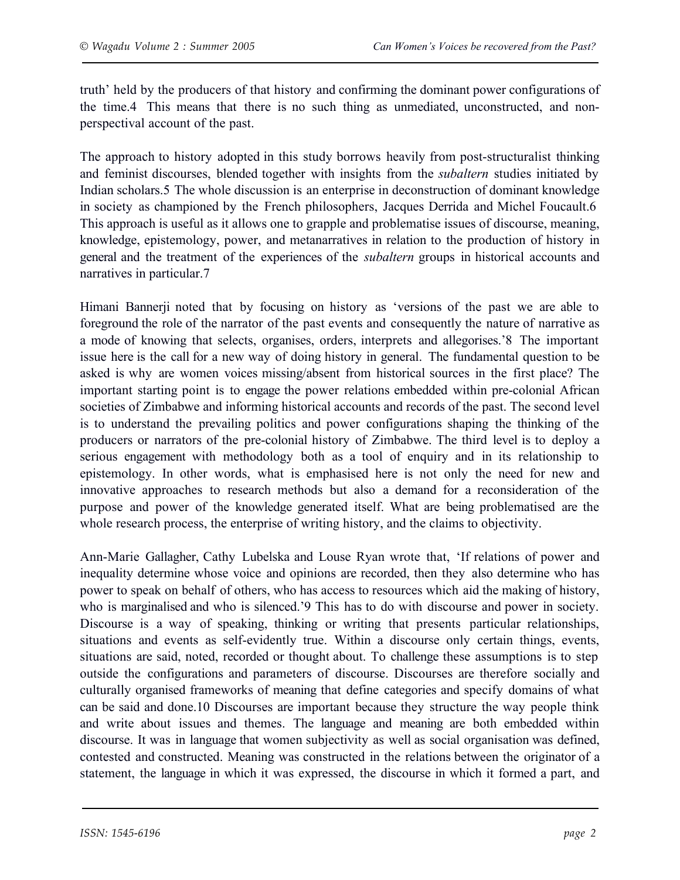truth' held by the producers of that history and confirming the dominant power configurations of the time.4 This means that there is no such thing as unmediated, unconstructed, and non-perspectival account of the past.

The approach to history adopted in this study borrows heavily from post-structuralist thinking and feminist discourses, blended together with insights from the *subaltern* studies initiated by Indian scholars.5 The whole discussion is an enterprise in deconstruction of dominant knowledge in society as championed by the French philosophers, Jacques Derrida and Michel Foucault.6 This approach is useful as it allows one to grapple and problematise issues of discourse, meaning, knowledge, epistemology, power, and metanarratives in relation to the production of history in general and the treatment of the experiences of the *subaltern* groups in historical accounts and narratives in particular.7

Himani Bannerji noted that by focusing on history as 'versions of the past we are able to foreground the role of the narrator of the past events and consequently the nature of narrative as a mode of knowing that selects, organises, orders, interprets and allegorises.'8 The important issue here is the call for a new way of doing history in general. The fundamental question to be asked is why are women voices missing/absent from historical sources in the first place? The important starting point is to engage the power relations embedded within pre-colonial African societies of Zimbabwe and informing historical accounts and records of the past. The second level is to understand the prevailing politics and power configurations shaping the thinking of the producers or narrators of the pre-colonial history of Zimbabwe. The third level is to deploy a serious engagement with methodology both as a tool of enquiry and in its relationship to epistemology. In other words, what is emphasised here is not only the need for new and innovative approaches to research methods but also a demand for a reconsideration of the purpose and power of the knowledge generated itself. What are being problematised are the whole research process, the enterprise of writing history, and the claims to objectivity.

Ann-Marie Gallagher, Cathy Lubelska and Louse Ryan wrote that, 'If relations of power and inequality determine whose voice and opinions are recorded, then they also determine who has power to speak on behalf of others, who has access to resources which aid the making of history, who is marginalised and who is silenced.'9 This has to do with discourse and power in society. Discourse is a way of speaking, thinking or writing that presents particular relationships, situations and events as self-evidently true. Within a discourse only certain things, events, situations are said, noted, recorded or thought about. To challenge these assumptions is to step outside the configurations and parameters of discourse. Discourses are therefore socially and culturally organised frameworks of meaning that define categories and specify domains of what can be said and done.10 Discourses are important because they structure the way people think and write about issues and themes. The language and meaning are both embedded within discourse. It was in language that women subjectivity as well as social organisation was defined, contested and constructed. Meaning was constructed in the relations between the originator of a statement, the language in which it was expressed, the discourse in which it formed a part, and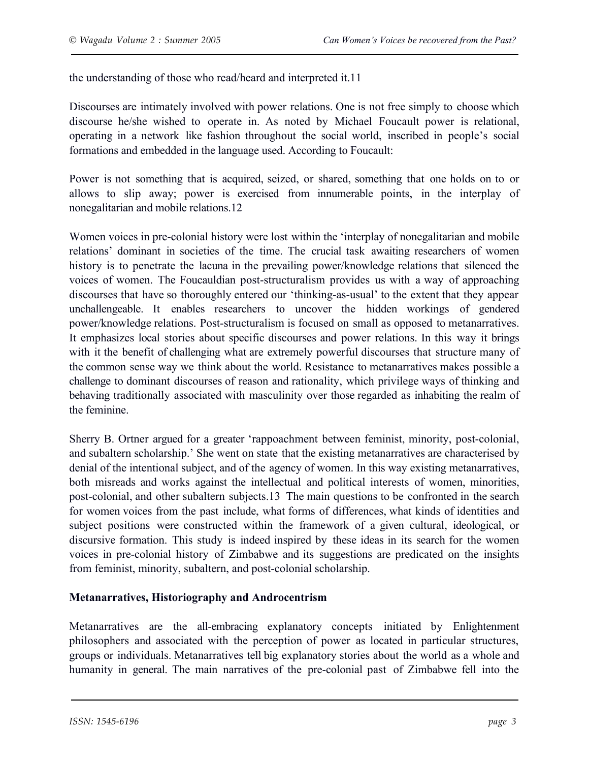the understanding of those who read/heard and interpreted it.[11]

Discourses are intimately involved with power relations. One is not free simply to choose which discourse he/she wished to operate in. As noted by Michael Foucault power is relational, operating in a network like fashion throughout the social world, inscribed in people's social formations and embedded in the language used. According to Foucault:

Power is not something that is acquired, seized, or shared, something that one holds on to or allows to slip away; power is exercised from innumerable points, in the interplay of nonegalitarian and mobile relations.[12]

Women voices in pre-colonial history were lost within the 'interplay of nonegalitarian and mobile relations' dominant in societies of the time. The crucial task awaiting researchers of women history is to penetrate the lacuna in the prevailing power/knowledge relations that silenced the voices of women. The Foucauldian post-structuralism provides us with a way of approaching discourses that have so thoroughly entered our 'thinking-as-usual' to the extent that they appear unchallengeable. It enables researchers to uncover the hidden workings of gendered power/knowledge relations. Post-structuralism is focused on small as opposed to metanarratives. It emphasizes local stories about specific discourses and power relations. In this way it brings with it the benefit of challenging what are extremely powerful discourses that structure many of the common sense way we think about the world. Resistance to metanarratives makes possible a challenge to dominant discourses of reason and rationality, which privilege ways of thinking and behaving traditionally associated with masculinity over those regarded as inhabiting the realm of the feminine.

Sherry B. Ortner argued for a greater 'rappoachment between feminist, minority, post-colonial, and subaltern scholarship.' She went on state that the existing metanarratives are characterised by denial of the intentional subject, and of the agency of women. In this way existing metanarratives, both misreads and works against the intellectual and political interests of women, minorities, post-colonial, and other subaltern subjects.[13] The main questions to be confronted in the search for women voices from the past include, what forms of differences, what kinds of identities and subject positions were constructed within the framework of a given cultural, ideological, or discursive formation. This study is indeed inspired by these ideas in its search for the women voices in pre-colonial history of Zimbabwe and its suggestions are predicated on the insights from feminist, minority, subaltern, and post-colonial scholarship.

**Metanarratives, Historiography and Androcentrism**

Metanarratives are the all-embracing explanatory concepts initiated by Enlightenment philosophers and associated with the perception of power as located in particular structures, groups or individuals. Metanarratives tell big explanatory stories about the world as a whole and humanity in general. The main narratives of the pre-colonial past of Zimbabwe fell into the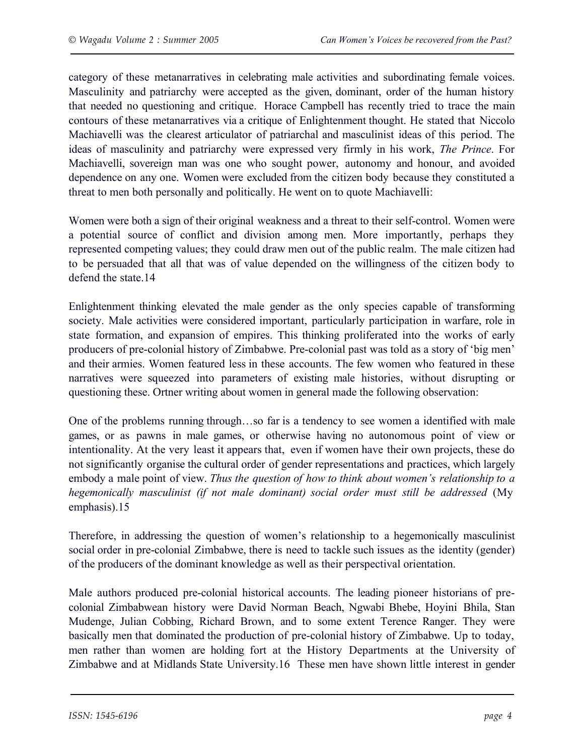category of these metanarratives in celebrating male activities and subordinating female voices. Masculinity and patriarchy were accepted as the given, dominant, order of the human history that needed no questioning and critique. Horace Campbell has recently tried to trace the main contours of these metanarratives via a critique of Enlightenment thought. He stated that Niccolo Machiavelli was the clearest articulator of patriarchal and masculinist ideas of this period. The ideas of masculinity and patriarchy were expressed very firmly in his work, *The Prince*. For Machiavelli, sovereign man was one who sought power, autonomy and honour, and avoided dependence on any one. Women were excluded from the citizen body because they constituted a threat to men both personally and politically. He went on to quote Machiavelli:

Women were both a sign of their original weakness and a threat to their self-control. Women were a potential source of conflict and division among men. More importantly, perhaps they represented competing values; they could draw men out of the public realm. The male citizen had to be persuaded that all that was of value depended on the willingness of the citizen body to defend the state.14

Enlightenment thinking elevated the male gender as the only species capable of transforming society. Male activities were considered important, particularly participation in warfare, role in state formation, and expansion of empires. This thinking proliferated into the works of early producers of pre-colonial history of Zimbabwe. Pre-colonial past was told as a story of 'big men' and their armies. Women featured less in these accounts. The few women who featured in these narratives were squeezed into parameters of existing male histories, without disrupting or questioning these. Ortner writing about women in general made the following observation:

One of the problems running through…so far is a tendency to see women a identified with male games, or as pawns in male games, or otherwise having no autonomous point of view or intentionality. At the very least it appears that, even if women have their own projects, these do not significantly organise the cultural order of gender representations and practices, which largely embody a male point of view. *Thus the question of how to think about women's relationship to a hegemonically masculinist (if not male dominant) social order must still be addressed* (My emphasis).15

Therefore, in addressing the question of women's relationship to a hegemonically masculinist social order in pre-colonial Zimbabwe, there is need to tackle such issues as the identity (gender) of the producers of the dominant knowledge as well as their perspectival orientation.

Male authors produced pre-colonial historical accounts. The leading pioneer historians of pre-colonial Zimbabwean history were David Norman Beach, Ngwabi Bhebe, Hoyini Bhila, Stan Mudenge, Julian Cobbing, Richard Brown, and to some extent Terence Ranger. They were basically men that dominated the production of pre-colonial history of Zimbabwe. Up to today, men rather than women are holding fort at the History Departments at the University of Zimbabwe and at Midlands State University.16 These men have shown little interest in gender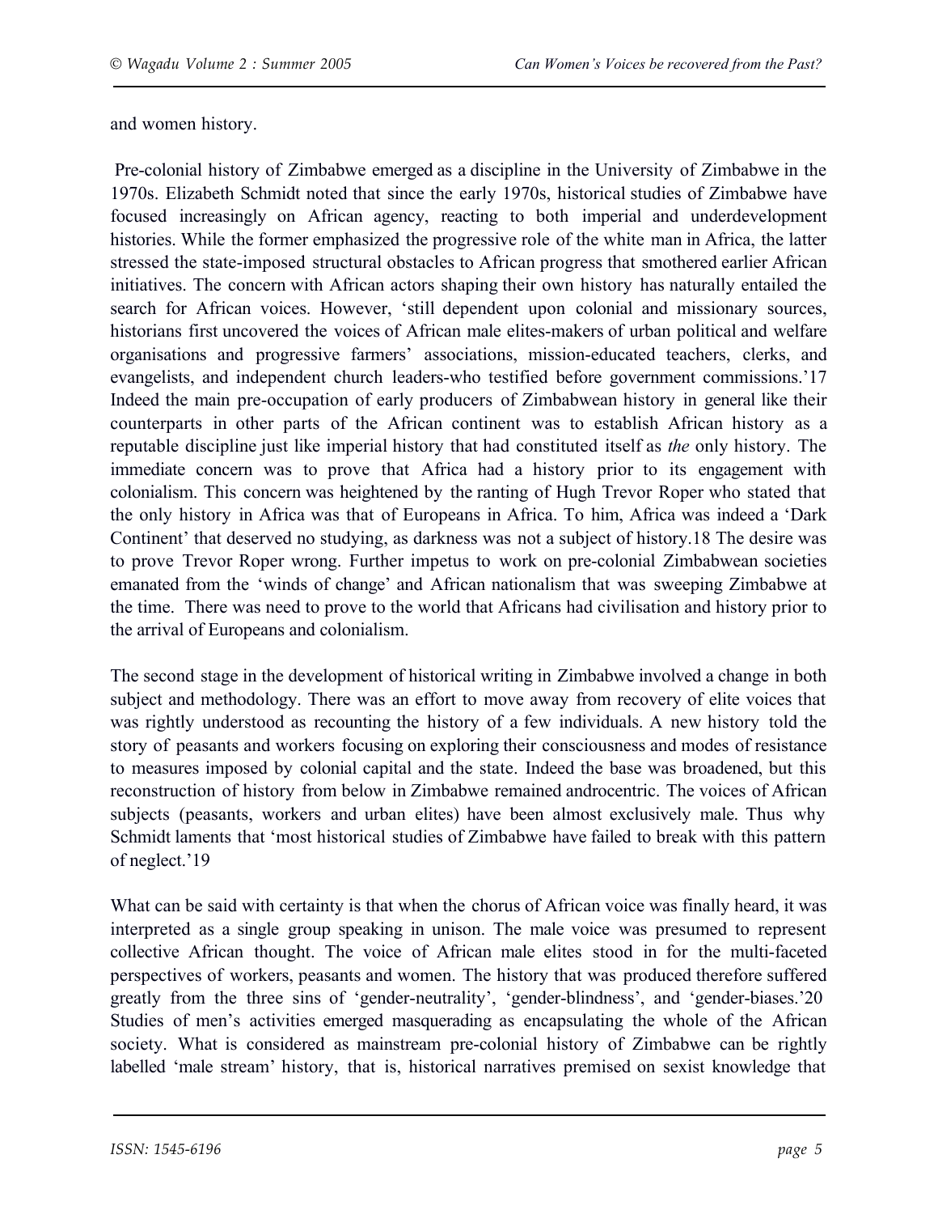and women history.

Pre-colonial history of Zimbabwe emerged as a discipline in the University of Zimbabwe in the 1970s. Elizabeth Schmidt noted that since the early 1970s, historical studies of Zimbabwe have focused increasingly on African agency, reacting to both imperial and underdevelopment histories. While the former emphasized the progressive role of the white man in Africa, the latter stressed the state-imposed structural obstacles to African progress that smothered earlier African initiatives. The concern with African actors shaping their own history has naturally entailed the search for African voices. However, 'still dependent upon colonial and missionary sources, historians first uncovered the voices of African male elites-makers of urban political and welfare organisations and progressive farmers' associations, mission-educated teachers, clerks, and evangelists, and independent church leaders-who testified before government commissions.'17 Indeed the main pre-occupation of early producers of Zimbabwean history in general like their counterparts in other parts of the African continent was to establish African history as a reputable discipline just like imperial history that had constituted itself as *the* only history. The immediate concern was to prove that Africa had a history prior to its engagement with colonialism. This concern was heightened by the ranting of Hugh Trevor Roper who stated that the only history in Africa was that of Europeans in Africa. To him, Africa was indeed a 'Dark Continent' that deserved no studying, as darkness was not a subject of history.18 The desire was to prove Trevor Roper wrong. Further impetus to work on pre-colonial Zimbabwean societies emanated from the 'winds of change' and African nationalism that was sweeping Zimbabwe at the time. There was need to prove to the world that Africans had civilisation and history prior to the arrival of Europeans and colonialism.

The second stage in the development of historical writing in Zimbabwe involved a change in both subject and methodology. There was an effort to move away from recovery of elite voices that was rightly understood as recounting the history of a few individuals. A new history told the story of peasants and workers focusing on exploring their consciousness and modes of resistance to measures imposed by colonial capital and the state. Indeed the base was broadened, but this reconstruction of history from below in Zimbabwe remained androcentric. The voices of African subjects (peasants, workers and urban elites) have been almost exclusively male. Thus why Schmidt laments that 'most historical studies of Zimbabwe have failed to break with this pattern of neglect.'19

What can be said with certainty is that when the chorus of African voice was finally heard, it was interpreted as a single group speaking in unison. The male voice was presumed to represent collective African thought. The voice of African male elites stood in for the multi-faceted perspectives of workers, peasants and women. The history that was produced therefore suffered greatly from the three sins of 'gender-neutrality', 'gender-blindness', and 'gender-biases.'20 Studies of men's activities emerged masquerading as encapsulating the whole of the African society. What is considered as mainstream pre-colonial history of Zimbabwe can be rightly labelled 'male stream' history, that is, historical narratives premised on sexist knowledge that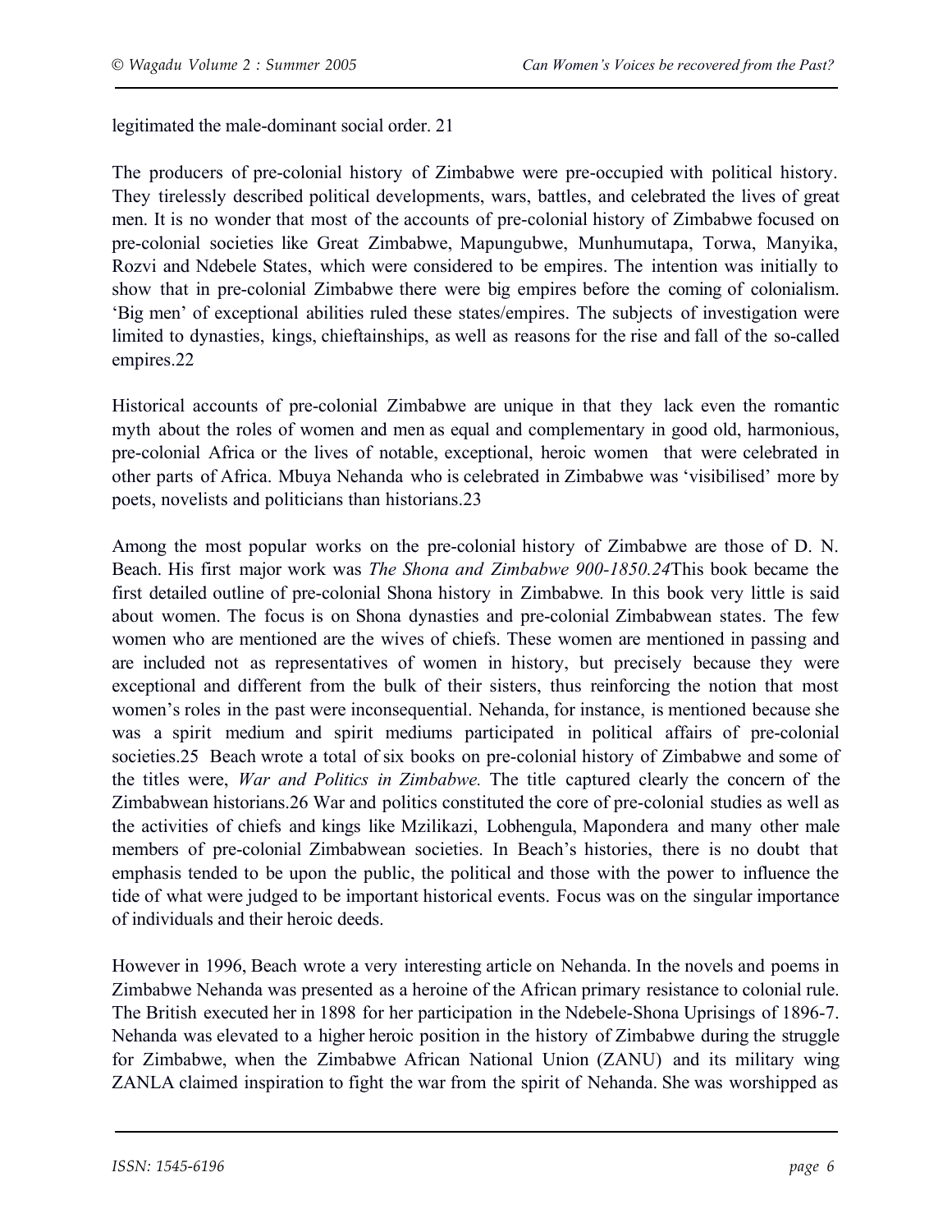legitimated the male-dominant social order. 21

The producers of pre-colonial history of Zimbabwe were pre-occupied with political history. They tirelessly described political developments, wars, battles, and celebrated the lives of great men. It is no wonder that most of the accounts of pre-colonial history of Zimbabwe focused on pre-colonial societies like Great Zimbabwe, Mapungubwe, Munhumutapa, Torwa, Manyika, Rozvi and Ndebele States, which were considered to be empires. The intention was initially to show that in pre-colonial Zimbabwe there were big empires before the coming of colonialism. 'Big men' of exceptional abilities ruled these states/empires. The subjects of investigation were limited to dynasties, kings, chieftainships, as well as reasons for the rise and fall of the so-called empires.22

Historical accounts of pre-colonial Zimbabwe are unique in that they lack even the romantic myth about the roles of women and men as equal and complementary in good old, harmonious, pre-colonial Africa or the lives of notable, exceptional, heroic women that were celebrated in other parts of Africa. Mbuya Nehanda who is celebrated in Zimbabwe was 'visibilised' more by poets, novelists and politicians than historians.23

Among the most popular works on the pre-colonial history of Zimbabwe are those of D. N. Beach. His first major work was *The Shona and Zimbabwe 900-1850.24*This book became the first detailed outline of pre-colonial Shona history in Zimbabwe. In this book very little is said about women. The focus is on Shona dynasties and pre-colonial Zimbabwean states. The few women who are mentioned are the wives of chiefs. These women are mentioned in passing and are included not as representatives of women in history, but precisely because they were exceptional and different from the bulk of their sisters, thus reinforcing the notion that most women's roles in the past were inconsequential. Nehanda, for instance, is mentioned because she was a spirit medium and spirit mediums participated in political affairs of pre-colonial societies.25 Beach wrote a total of six books on pre-colonial history of Zimbabwe and some of the titles were, *War and Politics in Zimbabwe.* The title captured clearly the concern of the Zimbabwean historians.26 War and politics constituted the core of pre-colonial studies as well as the activities of chiefs and kings like Mzilikazi, Lobhengula, Mapondera and many other male members of pre-colonial Zimbabwean societies. In Beach's histories, there is no doubt that emphasis tended to be upon the public, the political and those with the power to influence the tide of what were judged to be important historical events. Focus was on the singular importance of individuals and their heroic deeds.

However in 1996, Beach wrote a very interesting article on Nehanda. In the novels and poems in Zimbabwe Nehanda was presented as a heroine of the African primary resistance to colonial rule. The British executed her in 1898 for her participation in the Ndebele-Shona Uprisings of 1896-7. Nehanda was elevated to a higher heroic position in the history of Zimbabwe during the struggle for Zimbabwe, when the Zimbabwe African National Union (ZANU) and its military wing ZANLA claimed inspiration to fight the war from the spirit of Nehanda. She was worshipped as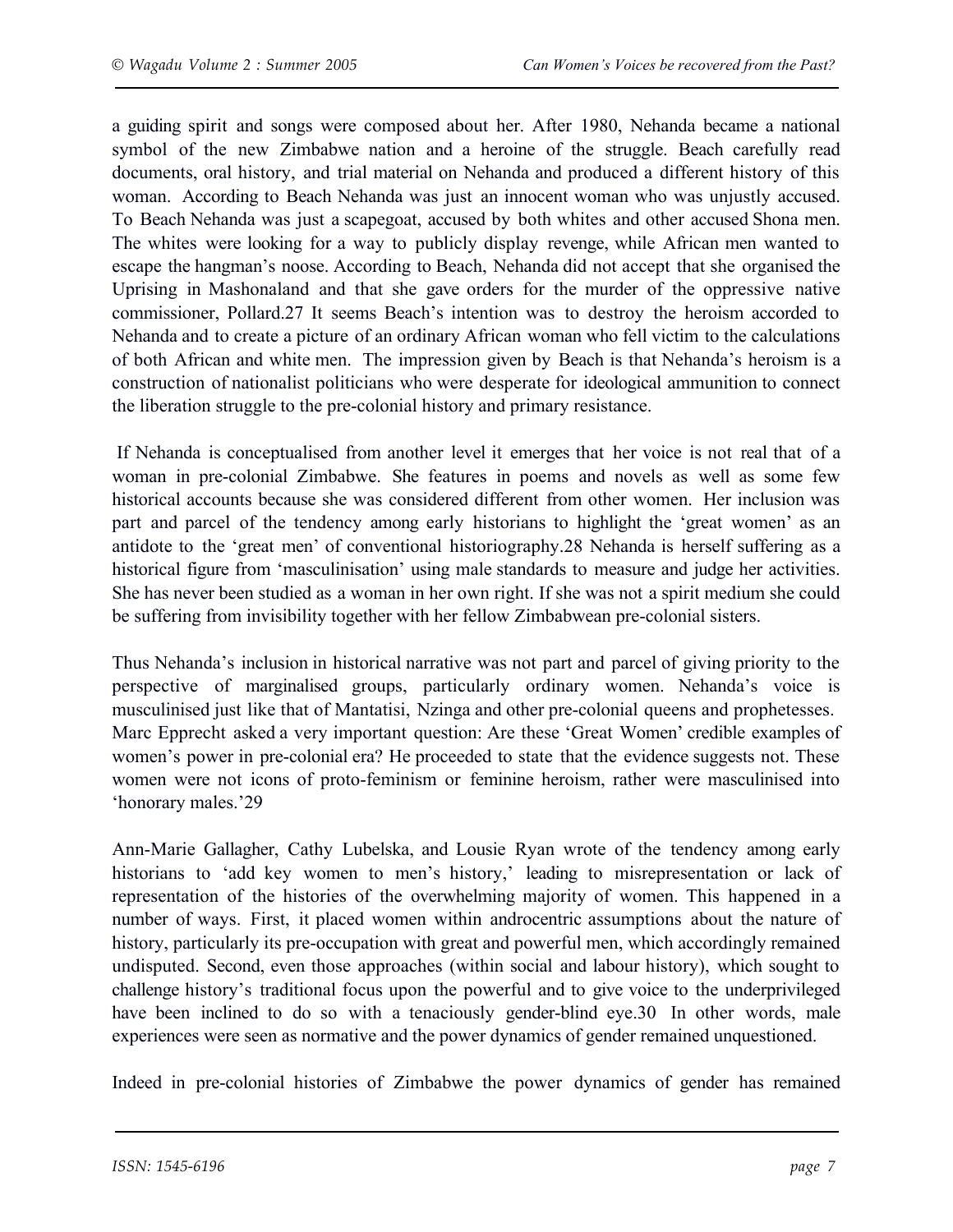a guiding spirit and songs were composed about her. After 1980, Nehanda became a national symbol of the new Zimbabwe nation and a heroine of the struggle. Beach carefully read documents, oral history, and trial material on Nehanda and produced a different history of this woman. According to Beach Nehanda was just an innocent woman who was unjustly accused. To Beach Nehanda was just a scapegoat, accused by both whites and other accused Shona men. The whites were looking for a way to publicly display revenge, while African men wanted to escape the hangman's noose. According to Beach, Nehanda did not accept that she organised the Uprising in Mashonaland and that she gave orders for the murder of the oppressive native commissioner, Pollard.27 It seems Beach's intention was to destroy the heroism accorded to Nehanda and to create a picture of an ordinary African woman who fell victim to the calculations of both African and white men. The impression given by Beach is that Nehanda's heroism is a construction of nationalist politicians who were desperate for ideological ammunition to connect the liberation struggle to the pre-colonial history and primary resistance.

If Nehanda is conceptualised from another level it emerges that her voice is not real that of a woman in pre-colonial Zimbabwe. She features in poems and novels as well as some few historical accounts because she was considered different from other women. Her inclusion was part and parcel of the tendency among early historians to highlight the 'great women' as an antidote to the 'great men' of conventional historiography.28 Nehanda is herself suffering as a historical figure from 'masculinisation' using male standards to measure and judge her activities. She has never been studied as a woman in her own right. If she was not a spirit medium she could be suffering from invisibility together with her fellow Zimbabwean pre-colonial sisters.

Thus Nehanda's inclusion in historical narrative was not part and parcel of giving priority to the perspective of marginalised groups, particularly ordinary women. Nehanda's voice is musculinised just like that of Mantatisi, Nzinga and other pre-colonial queens and prophetesses. Marc Epprecht asked a very important question: Are these 'Great Women' credible examples of women's power in pre-colonial era? He proceeded to state that the evidence suggests not. These women were not icons of proto-feminism or feminine heroism, rather were masculinised into 'honorary males.'29

Ann-Marie Gallagher, Cathy Lubelska, and Lousie Ryan wrote of the tendency among early historians to 'add key women to men's history,' leading to misrepresentation or lack of representation of the histories of the overwhelming majority of women. This happened in a number of ways. First, it placed women within androcentric assumptions about the nature of history, particularly its pre-occupation with great and powerful men, which accordingly remained undisputed. Second, even those approaches (within social and labour history), which sought to challenge history's traditional focus upon the powerful and to give voice to the underprivileged have been inclined to do so with a tenaciously gender-blind eye.30 In other words, male experiences were seen as normative and the power dynamics of gender remained unquestioned.

Indeed in pre-colonial histories of Zimbabwe the power dynamics of gender has remained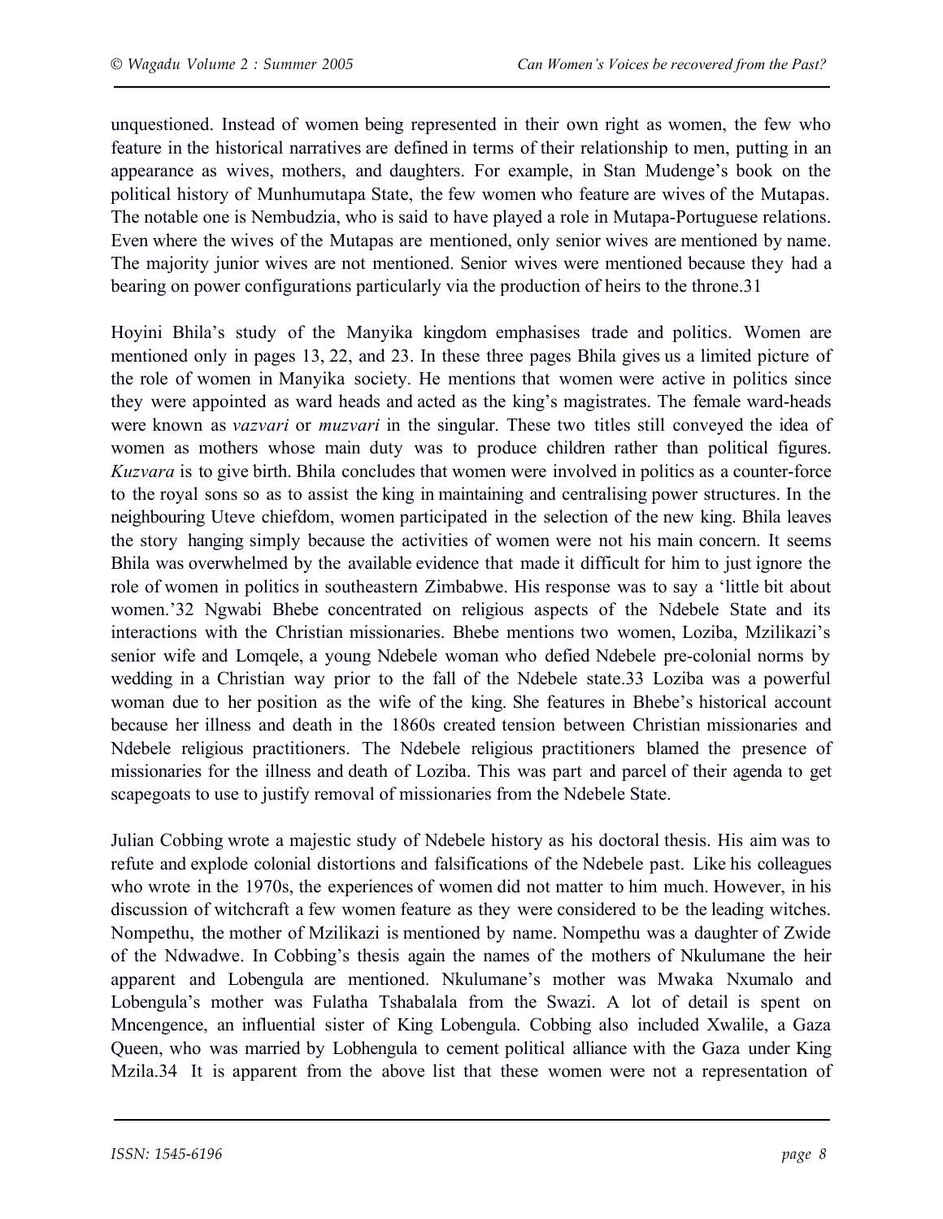unquestioned. Instead of women being represented in their own right as women, the few who feature in the historical narratives are defined in terms of their relationship to men, putting in an appearance as wives, mothers, and daughters. For example, in Stan Mudenge's book on the political history of Munhumutapa State, the few women who feature are wives of the Mutapas. The notable one is Nembudzia, who is said to have played a role in Mutapa-Portuguese relations. Even where the wives of the Mutapas are mentioned, only senior wives are mentioned by name. The majority junior wives are not mentioned. Senior wives were mentioned because they had a bearing on power configurations particularly via the production of heirs to the throne.31

Hoyini Bhila's study of the Manyika kingdom emphasises trade and politics. Women are mentioned only in pages 13, 22, and 23. In these three pages Bhila gives us a limited picture of the role of women in Manyika society. He mentions that women were active in politics since they were appointed as ward heads and acted as the king's magistrates. The female ward-heads were known as *vazvari* or *muzvari* in the singular. These two titles still conveyed the idea of women as mothers whose main duty was to produce children rather than political figures. *Kuzvara* is to give birth. Bhila concludes that women were involved in politics as a counter-force to the royal sons so as to assist the king in maintaining and centralising power structures. In the neighbouring Uteve chiefdom, women participated in the selection of the new king. Bhila leaves the story hanging simply because the activities of women were not his main concern. It seems Bhila was overwhelmed by the available evidence that made it difficult for him to just ignore the role of women in politics in southeastern Zimbabwe. His response was to say a 'little bit about women.'32 Ngwabi Bhebe concentrated on religious aspects of the Ndebele State and its interactions with the Christian missionaries. Bhebe mentions two women, Loziba, Mzilikazi's senior wife and Lomqele, a young Ndebele woman who defied Ndebele pre-colonial norms by wedding in a Christian way prior to the fall of the Ndebele state.33 Loziba was a powerful woman due to her position as the wife of the king. She features in Bhebe's historical account because her illness and death in the 1860s created tension between Christian missionaries and Ndebele religious practitioners. The Ndebele religious practitioners blamed the presence of missionaries for the illness and death of Loziba. This was part and parcel of their agenda to get scapegoats to use to justify removal of missionaries from the Ndebele State.

Julian Cobbing wrote a majestic study of Ndebele history as his doctoral thesis. His aim was to refute and explode colonial distortions and falsifications of the Ndebele past. Like his colleagues who wrote in the 1970s, the experiences of women did not matter to him much. However, in his discussion of witchcraft a few women feature as they were considered to be the leading witches. Nompethu, the mother of Mzilikazi is mentioned by name. Nompethu was a daughter of Zwide of the Ndwadwe. In Cobbing's thesis again the names of the mothers of Nkulumane the heir apparent and Lobengula are mentioned. Nkulumane's mother was Mwaka Nxumalo and Lobengula's mother was Fulatha Tshabalala from the Swazi. A lot of detail is spent on Mncengence, an influential sister of King Lobengula. Cobbing also included Xwalile, a Gaza Queen, who was married by Lobhengula to cement political alliance with the Gaza under King Mzila.34 It is apparent from the above list that these women were not a representation of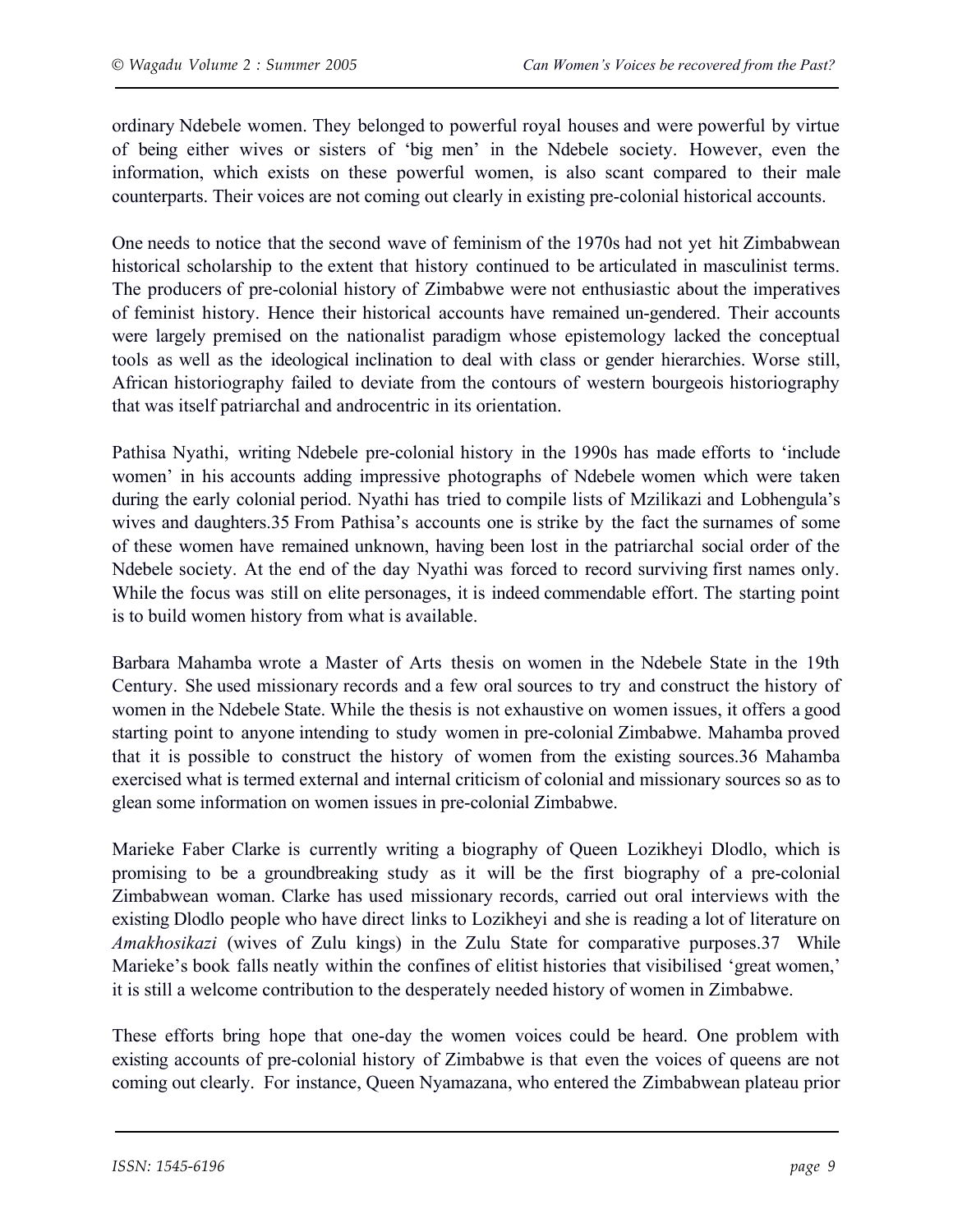ordinary Ndebele women. They belonged to powerful royal houses and were powerful by virtue of being either wives or sisters of 'big men' in the Ndebele society. However, even the information, which exists on these powerful women, is also scant compared to their male counterparts. Their voices are not coming out clearly in existing pre-colonial historical accounts.

One needs to notice that the second wave of feminism of the 1970s had not yet hit Zimbabwean historical scholarship to the extent that history continued to be articulated in masculinist terms. The producers of pre-colonial history of Zimbabwe were not enthusiastic about the imperatives of feminist history. Hence their historical accounts have remained un-gendered. Their accounts were largely premised on the nationalist paradigm whose epistemology lacked the conceptual tools as well as the ideological inclination to deal with class or gender hierarchies. Worse still, African historiography failed to deviate from the contours of western bourgeois historiography that was itself patriarchal and androcentric in its orientation.

Pathisa Nyathi, writing Ndebele pre-colonial history in the 1990s has made efforts to 'include women' in his accounts adding impressive photographs of Ndebele women which were taken during the early colonial period. Nyathi has tried to compile lists of Mzilikazi and Lobhengula's wives and daughters.35 From Pathisa's accounts one is strike by the fact the surnames of some of these women have remained unknown, having been lost in the patriarchal social order of the Ndebele society. At the end of the day Nyathi was forced to record surviving first names only. While the focus was still on elite personages, it is indeed commendable effort. The starting point is to build women history from what is available.

Barbara Mahamba wrote a Master of Arts thesis on women in the Ndebele State in the 19th Century. She used missionary records and a few oral sources to try and construct the history of women in the Ndebele State. While the thesis is not exhaustive on women issues, it offers a good starting point to anyone intending to study women in pre-colonial Zimbabwe. Mahamba proved that it is possible to construct the history of women from the existing sources.36 Mahamba exercised what is termed external and internal criticism of colonial and missionary sources so as to glean some information on women issues in pre-colonial Zimbabwe.

Marieke Faber Clarke is currently writing a biography of Queen Lozikheyi Dlodlo, which is promising to be a groundbreaking study as it will be the first biography of a pre-colonial Zimbabwean woman. Clarke has used missionary records, carried out oral interviews with the existing Dlodlo people who have direct links to Lozikheyi and she is reading a lot of literature on *Amakhosikazi* (wives of Zulu kings) in the Zulu State for comparative purposes.37 While Marieke's book falls neatly within the confines of elitist histories that visibilised 'great women,' it is still a welcome contribution to the desperately needed history of women in Zimbabwe.

These efforts bring hope that one-day the women voices could be heard. One problem with existing accounts of pre-colonial history of Zimbabwe is that even the voices of queens are not coming out clearly. For instance, Queen Nyamazana, who entered the Zimbabwean plateau prior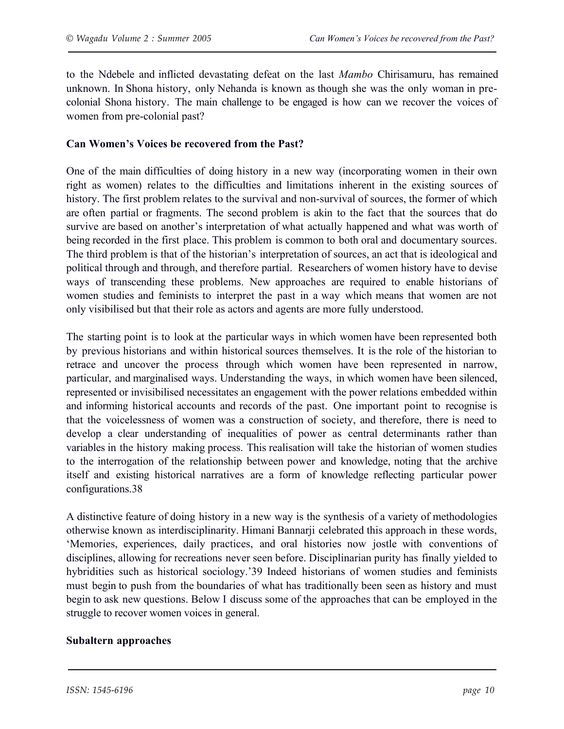to the Ndebele and inflicted devastating defeat on the last *Mambo* Chirisamuru, has remained unknown. In Shona history, only Nehanda is known as though she was the only woman in pre-colonial Shona history. The main challenge to be engaged is how can we recover the voices of women from pre-colonial past?

## Can Women's Voices be recovered from the Past?

One of the main difficulties of doing history in a new way (incorporating women in their own right as women) relates to the difficulties and limitations inherent in the existing sources of history. The first problem relates to the survival and non-survival of sources, the former of which are often partial or fragments. The second problem is akin to the fact that the sources that do survive are based on another's interpretation of what actually happened and what was worth of being recorded in the first place. This problem is common to both oral and documentary sources. The third problem is that of the historian's interpretation of sources, an act that is ideological and political through and through, and therefore partial. Researchers of women history have to devise ways of transcending these problems. New approaches are required to enable historians of women studies and feminists to interpret the past in a way which means that women are not only visibilised but that their role as actors and agents are more fully understood.

The starting point is to look at the particular ways in which women have been represented both by previous historians and within historical sources themselves. It is the role of the historian to retrace and uncover the process through which women have been represented in narrow, particular, and marginalised ways. Understanding the ways, in which women have been silenced, represented or invisibilised necessitates an engagement with the power relations embedded within and informing historical accounts and records of the past. One important point to recognise is that the voicelessness of women was a construction of society, and therefore, there is need to develop a clear understanding of inequalities of power as central determinants rather than variables in the history making process. This realisation will take the historian of women studies to the interrogation of the relationship between power and knowledge, noting that the archive itself and existing historical narratives are a form of knowledge reflecting particular power configurations.38

A distinctive feature of doing history in a new way is the synthesis of a variety of methodologies otherwise known as interdisciplinarity. Himani Bannarji celebrated this approach in these words, 'Memories, experiences, daily practices, and oral histories now jostle with conventions of disciplines, allowing for recreations never seen before. Disciplinarian purity has finally yielded to hybridities such as historical sociology.'39 Indeed historians of women studies and feminists must begin to push from the boundaries of what has traditionally been seen as history and must begin to ask new questions. Below I discuss some of the approaches that can be employed in the struggle to recover women voices in general.

### Subaltern approaches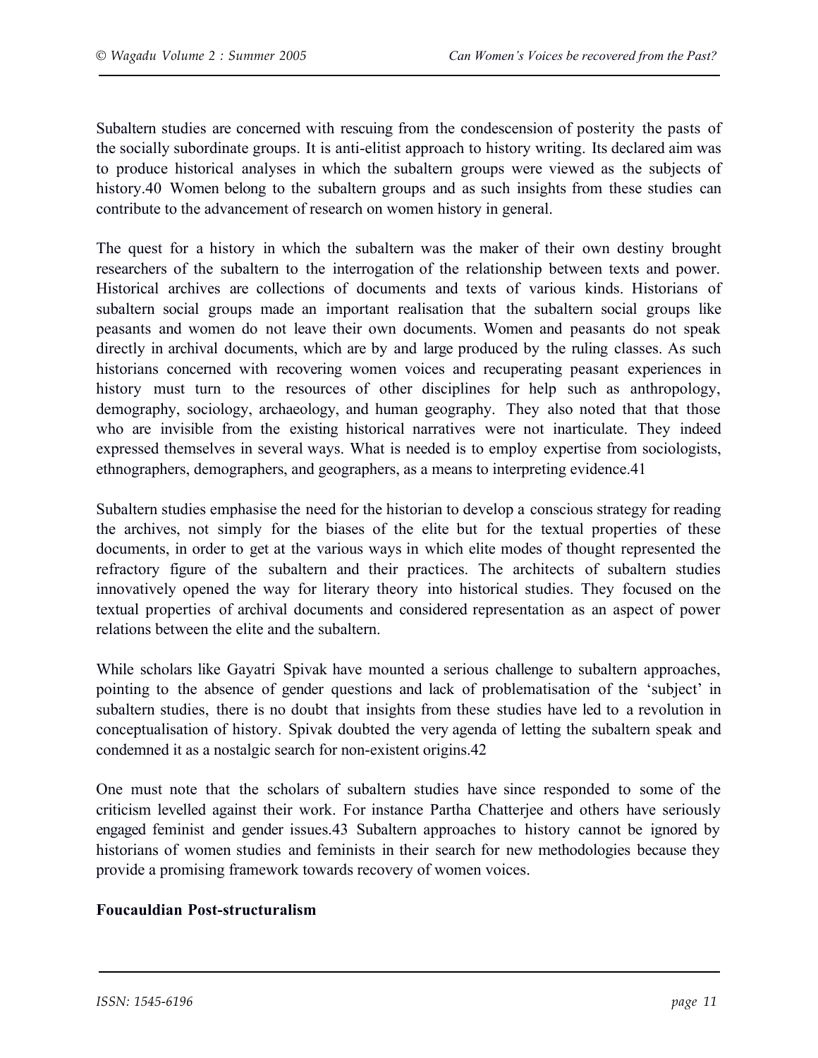Subaltern studies are concerned with rescuing from the condescension of posterity the pasts of the socially subordinate groups. It is anti-elitist approach to history writing. Its declared aim was to produce historical analyses in which the subaltern groups were viewed as the subjects of history.40 Women belong to the subaltern groups and as such insights from these studies can contribute to the advancement of research on women history in general.

The quest for a history in which the subaltern was the maker of their own destiny brought researchers of the subaltern to the interrogation of the relationship between texts and power. Historical archives are collections of documents and texts of various kinds. Historians of subaltern social groups made an important realisation that the subaltern social groups like peasants and women do not leave their own documents. Women and peasants do not speak directly in archival documents, which are by and large produced by the ruling classes. As such historians concerned with recovering women voices and recuperating peasant experiences in history must turn to the resources of other disciplines for help such as anthropology, demography, sociology, archaeology, and human geography. They also noted that that those who are invisible from the existing historical narratives were not inarticulate. They indeed expressed themselves in several ways. What is needed is to employ expertise from sociologists, ethnographers, demographers, and geographers, as a means to interpreting evidence.41

Subaltern studies emphasise the need for the historian to develop a conscious strategy for reading the archives, not simply for the biases of the elite but for the textual properties of these documents, in order to get at the various ways in which elite modes of thought represented the refractory figure of the subaltern and their practices. The architects of subaltern studies innovatively opened the way for literary theory into historical studies. They focused on the textual properties of archival documents and considered representation as an aspect of power relations between the elite and the subaltern.

While scholars like Gayatri Spivak have mounted a serious challenge to subaltern approaches, pointing to the absence of gender questions and lack of problematisation of the 'subject' in subaltern studies, there is no doubt that insights from these studies have led to a revolution in conceptualisation of history. Spivak doubted the very agenda of letting the subaltern speak and condemned it as a nostalgic search for non-existent origins.42

One must note that the scholars of subaltern studies have since responded to some of the criticism levelled against their work. For instance Partha Chatterjee and others have seriously engaged feminist and gender issues.43 Subaltern approaches to history cannot be ignored by historians of women studies and feminists in their search for new methodologies because they provide a promising framework towards recovery of women voices.

**Foucauldian Post-structuralism**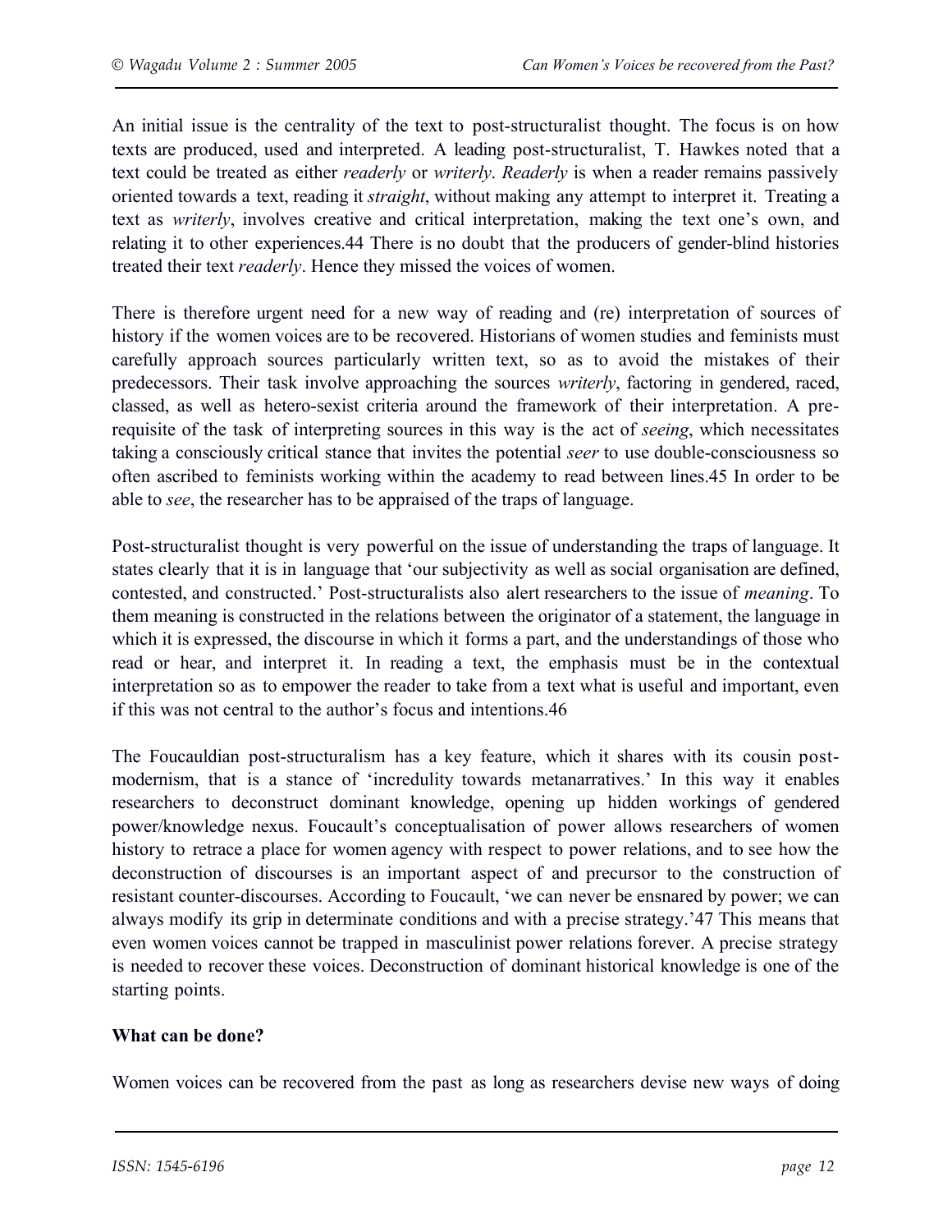An initial issue is the centrality of the text to post-structuralist thought. The focus is on how texts are produced, used and interpreted. A leading post-structuralist, T. Hawkes noted that a text could be treated as either *readerly* or *writerly*. *Readerly* is when a reader remains passively oriented towards a text, reading it *straight*, without making any attempt to interpret it. Treating a text as *writerly*, involves creative and critical interpretation, making the text one's own, and relating it to other experiences.44 There is no doubt that the producers of gender-blind histories treated their text *readerly*. Hence they missed the voices of women.

There is therefore urgent need for a new way of reading and (re) interpretation of sources of history if the women voices are to be recovered. Historians of women studies and feminists must carefully approach sources particularly written text, so as to avoid the mistakes of their predecessors. Their task involve approaching the sources *writerly*, factoring in gendered, raced, classed, as well as hetero-sexist criteria around the framework of their interpretation. A pre-requisite of the task of interpreting sources in this way is the act of *seeing*, which necessitates taking a consciously critical stance that invites the potential *seer* to use double-consciousness so often ascribed to feminists working within the academy to read between lines.45 In order to be able to *see*, the researcher has to be appraised of the traps of language.

Post-structuralist thought is very powerful on the issue of understanding the traps of language. It states clearly that it is in language that 'our subjectivity as well as social organisation are defined, contested, and constructed.' Post-structuralists also alert researchers to the issue of *meaning*. To them meaning is constructed in the relations between the originator of a statement, the language in which it is expressed, the discourse in which it forms a part, and the understandings of those who read or hear, and interpret it. In reading a text, the emphasis must be in the contextual interpretation so as to empower the reader to take from a text what is useful and important, even if this was not central to the author's focus and intentions.46

The Foucauldian post-structuralism has a key feature, which it shares with its cousin post-modernism, that is a stance of 'incredulity towards metanarratives.' In this way it enables researchers to deconstruct dominant knowledge, opening up hidden workings of gendered power/knowledge nexus. Foucault's conceptualisation of power allows researchers of women history to retrace a place for women agency with respect to power relations, and to see how the deconstruction of discourses is an important aspect of and precursor to the construction of resistant counter-discourses. According to Foucault, 'we can never be ensnared by power; we can always modify its grip in determinate conditions and with a precise strategy.'47 This means that even women voices cannot be trapped in masculinist power relations forever. A precise strategy is needed to recover these voices. Deconstruction of dominant historical knowledge is one of the starting points.

**What can be done?**

Women voices can be recovered from the past as long as researchers devise new ways of doing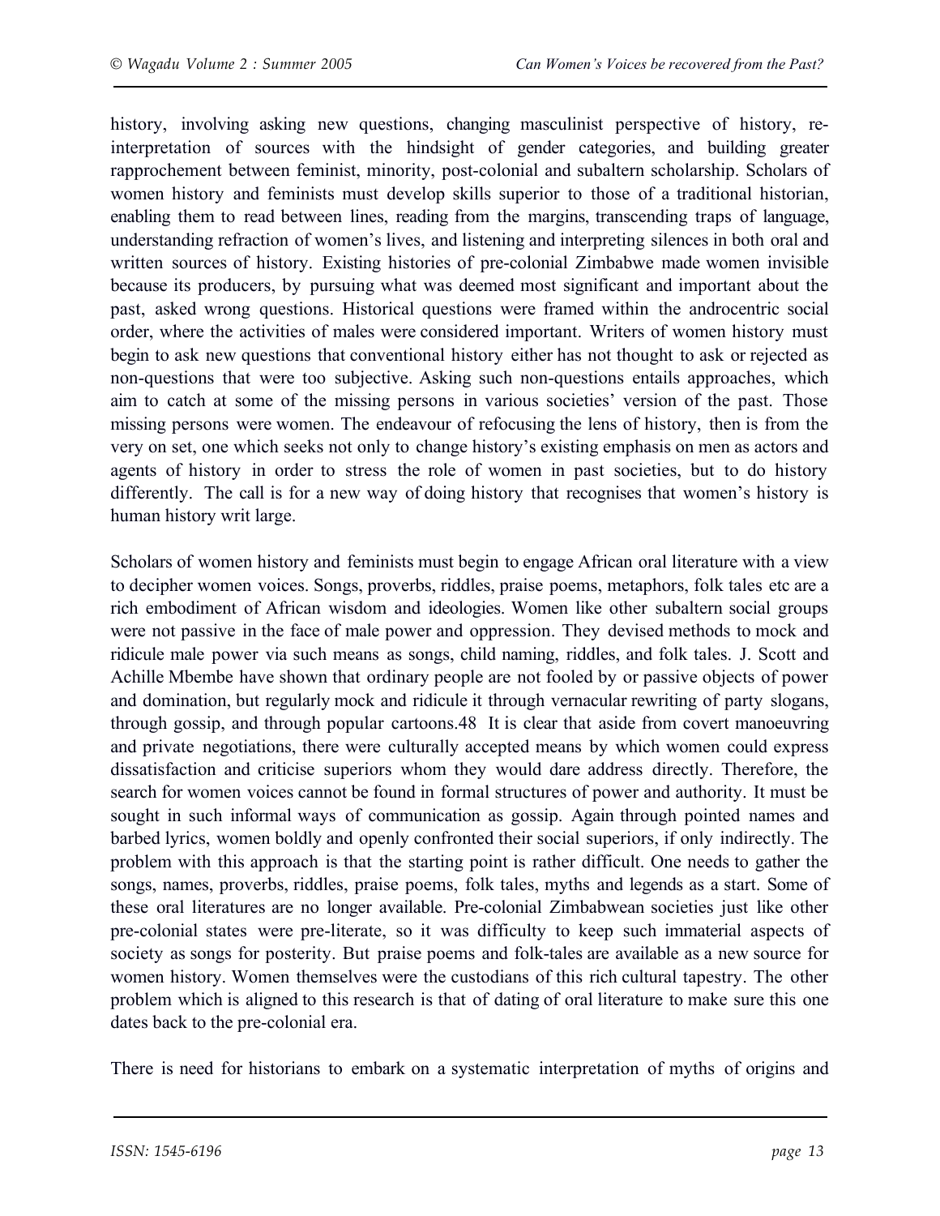history, involving asking new questions, changing masculinist perspective of history, re-interpretation of sources with the hindsight of gender categories, and building greater rapprochement between feminist, minority, post-colonial and subaltern scholarship. Scholars of women history and feminists must develop skills superior to those of a traditional historian, enabling them to read between lines, reading from the margins, transcending traps of language, understanding refraction of women's lives, and listening and interpreting silences in both oral and written sources of history. Existing histories of pre-colonial Zimbabwe made women invisible because its producers, by pursuing what was deemed most significant and important about the past, asked wrong questions. Historical questions were framed within the androcentric social order, where the activities of males were considered important. Writers of women history must begin to ask new questions that conventional history either has not thought to ask or rejected as non-questions that were too subjective. Asking such non-questions entails approaches, which aim to catch at some of the missing persons in various societies' version of the past. Those missing persons were women. The endeavour of refocusing the lens of history, then is from the very on set, one which seeks not only to change history's existing emphasis on men as actors and agents of history in order to stress the role of women in past societies, but to do history differently. The call is for a new way of doing history that recognises that women's history is human history writ large.

Scholars of women history and feminists must begin to engage African oral literature with a view to decipher women voices. Songs, proverbs, riddles, praise poems, metaphors, folk tales etc are a rich embodiment of African wisdom and ideologies. Women like other subaltern social groups were not passive in the face of male power and oppression. They devised methods to mock and ridicule male power via such means as songs, child naming, riddles, and folk tales. J. Scott and Achille Mbembe have shown that ordinary people are not fooled by or passive objects of power and domination, but regularly mock and ridicule it through vernacular rewriting of party slogans, through gossip, and through popular cartoons.48 It is clear that aside from covert manoeuvring and private negotiations, there were culturally accepted means by which women could express dissatisfaction and criticise superiors whom they would dare address directly. Therefore, the search for women voices cannot be found in formal structures of power and authority. It must be sought in such informal ways of communication as gossip. Again through pointed names and barbed lyrics, women boldly and openly confronted their social superiors, if only indirectly. The problem with this approach is that the starting point is rather difficult. One needs to gather the songs, names, proverbs, riddles, praise poems, folk tales, myths and legends as a start. Some of these oral literatures are no longer available. Pre-colonial Zimbabwean societies just like other pre-colonial states were pre-literate, so it was difficulty to keep such immaterial aspects of society as songs for posterity. But praise poems and folk-tales are available as a new source for women history. Women themselves were the custodians of this rich cultural tapestry. The other problem which is aligned to this research is that of dating of oral literature to make sure this one dates back to the pre-colonial era.

There is need for historians to embark on a systematic interpretation of myths of origins and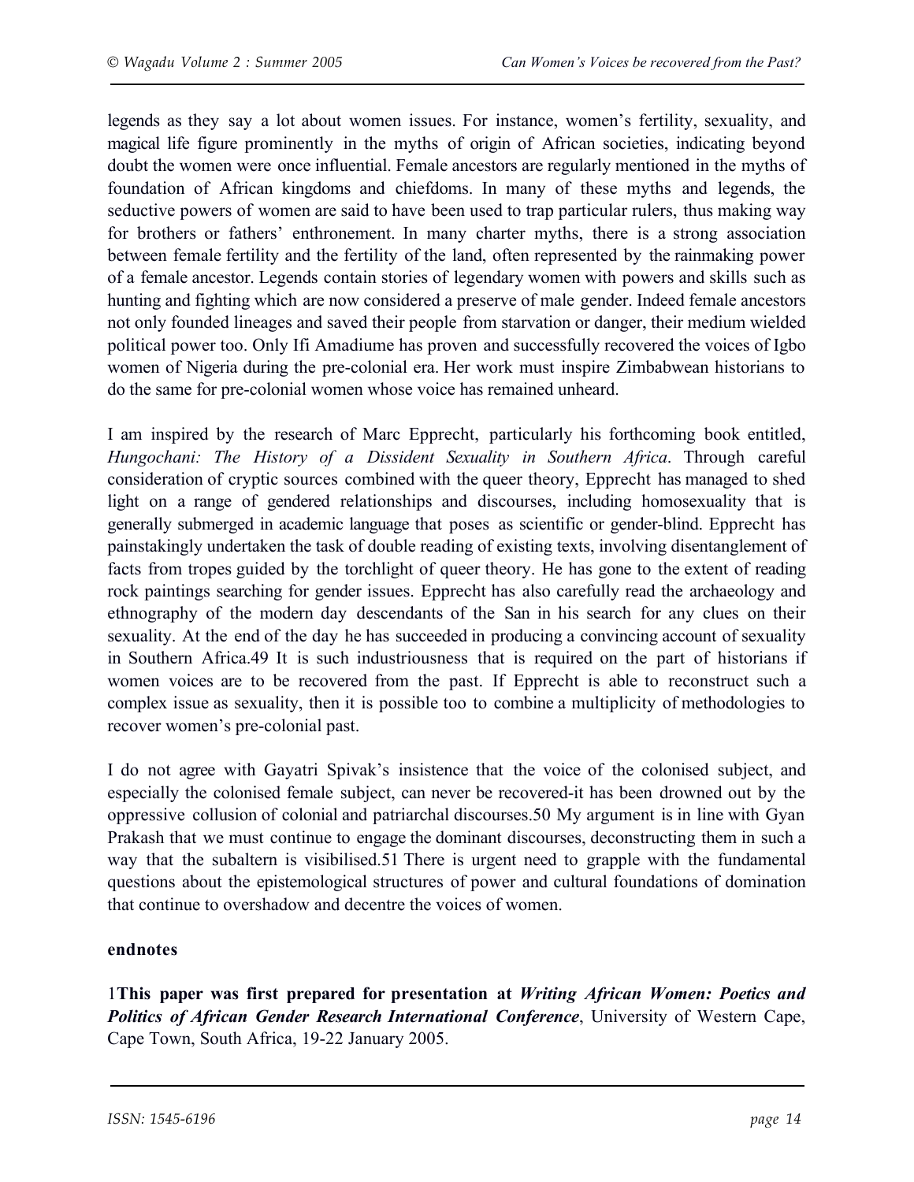legends as they say a lot about women issues. For instance, women's fertility, sexuality, and magical life figure prominently in the myths of origin of African societies, indicating beyond doubt the women were once influential. Female ancestors are regularly mentioned in the myths of foundation of African kingdoms and chiefdoms. In many of these myths and legends, the seductive powers of women are said to have been used to trap particular rulers, thus making way for brothers or fathers' enthronement. In many charter myths, there is a strong association between female fertility and the fertility of the land, often represented by the rainmaking power of a female ancestor. Legends contain stories of legendary women with powers and skills such as hunting and fighting which are now considered a preserve of male gender. Indeed female ancestors not only founded lineages and saved their people from starvation or danger, their medium wielded political power too. Only Ifi Amadiume has proven and successfully recovered the voices of Igbo women of Nigeria during the pre-colonial era. Her work must inspire Zimbabwean historians to do the same for pre-colonial women whose voice has remained unheard.

I am inspired by the research of Marc Epprecht, particularly his forthcoming book entitled, *Hungochani: The History of a Dissident Sexuality in Southern Africa*. Through careful consideration of cryptic sources combined with the queer theory, Epprecht has managed to shed light on a range of gendered relationships and discourses, including homosexuality that is generally submerged in academic language that poses as scientific or gender-blind. Epprecht has painstakingly undertaken the task of double reading of existing texts, involving disentanglement of facts from tropes guided by the torchlight of queer theory. He has gone to the extent of reading rock paintings searching for gender issues. Epprecht has also carefully read the archaeology and ethnography of the modern day descendants of the San in his search for any clues on their sexuality. At the end of the day he has succeeded in producing a convincing account of sexuality in Southern Africa.[49] It is such industriousness that is required on the part of historians if women voices are to be recovered from the past. If Epprecht is able to reconstruct such a complex issue as sexuality, then it is possible too to combine a multiplicity of methodologies to recover women's pre-colonial past.

I do not agree with Gayatri Spivak's insistence that the voice of the colonised subject, and especially the colonised female subject, can never be recovered-it has been drowned out by the oppressive collusion of colonial and patriarchal discourses.[50] My argument is in line with Gyan Prakash that we must continue to engage the dominant discourses, deconstructing them in such a way that the subaltern is visibilised.[51] There is urgent need to grapple with the fundamental questions about the epistemological structures of power and cultural foundations of domination that continue to overshadow and decentre the voices of women.

**endnotes**

1**This paper was first prepared for presentation at *Writing African Women: Poetics and Politics of African Gender Research International Conference***, University of Western Cape, Cape Town, South Africa, 19-22 January 2005.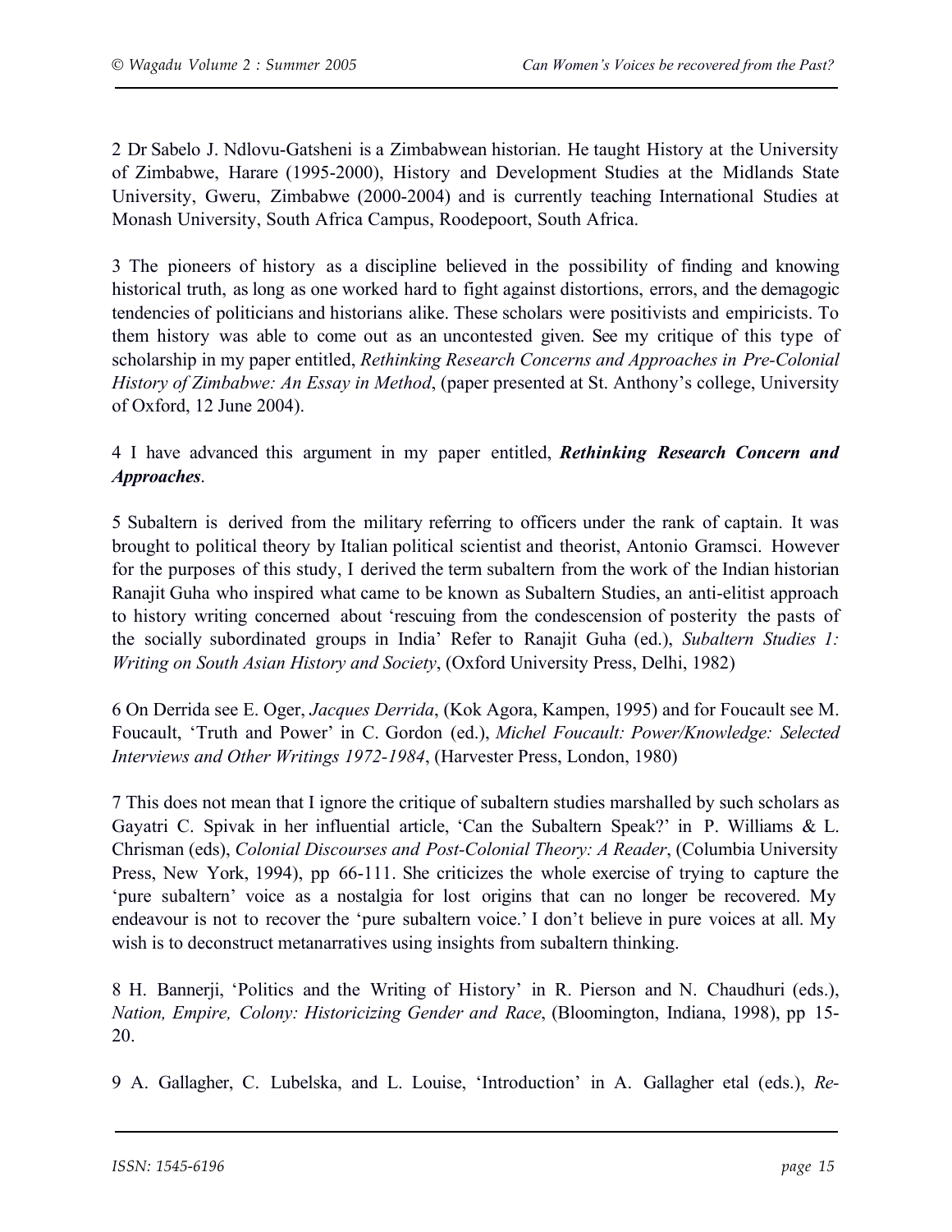2 Dr Sabelo J. Ndlovu-Gatsheni is a Zimbabwean historian. He taught History at the University of Zimbabwe, Harare (1995-2000), History and Development Studies at the Midlands State University, Gweru, Zimbabwe (2000-2004) and is currently teaching International Studies at Monash University, South Africa Campus, Roodepoort, South Africa.

3 The pioneers of history as a discipline believed in the possibility of finding and knowing historical truth, as long as one worked hard to fight against distortions, errors, and the demagogic tendencies of politicians and historians alike. These scholars were positivists and empiricists. To them history was able to come out as an uncontested given. See my critique of this type of scholarship in my paper entitled, *Rethinking Research Concerns and Approaches in Pre-Colonial History of Zimbabwe: An Essay in Method*, (paper presented at St. Anthony's college, University of Oxford, 12 June 2004).

4 I have advanced this argument in my paper entitled, ***Rethinking Research Concern and Approaches***.

5 Subaltern is derived from the military referring to officers under the rank of captain. It was brought to political theory by Italian political scientist and theorist, Antonio Gramsci. However for the purposes of this study, I derived the term subaltern from the work of the Indian historian Ranajit Guha who inspired what came to be known as Subaltern Studies, an anti-elitist approach to history writing concerned about 'rescuing from the condescension of posterity the pasts of the socially subordinated groups in India' Refer to Ranajit Guha (ed.), *Subaltern Studies 1: Writing on South Asian History and Society*, (Oxford University Press, Delhi, 1982)

6 On Derrida see E. Oger, *Jacques Derrida*, (Kok Agora, Kampen, 1995) and for Foucault see M. Foucault, 'Truth and Power' in C. Gordon (ed.), *Michel Foucault: Power/Knowledge: Selected Interviews and Other Writings 1972-1984*, (Harvester Press, London, 1980)

7 This does not mean that I ignore the critique of subaltern studies marshalled by such scholars as Gayatri C. Spivak in her influential article, 'Can the Subaltern Speak?' in P. Williams & L. Chrisman (eds), *Colonial Discourses and Post-Colonial Theory: A Reader*, (Columbia University Press, New York, 1994), pp 66-111. She criticizes the whole exercise of trying to capture the 'pure subaltern' voice as a nostalgia for lost origins that can no longer be recovered. My endeavour is not to recover the 'pure subaltern voice.' I don't believe in pure voices at all. My wish is to deconstruct metanarratives using insights from subaltern thinking.

8 H. Bannerji, 'Politics and the Writing of History' in R. Pierson and N. Chaudhuri (eds.), *Nation, Empire, Colony: Historicizing Gender and Race*, (Bloomington, Indiana, 1998), pp 15-20.

9 A. Gallagher, C. Lubelska, and L. Louise, 'Introduction' in A. Gallagher etal (eds.), *Re-*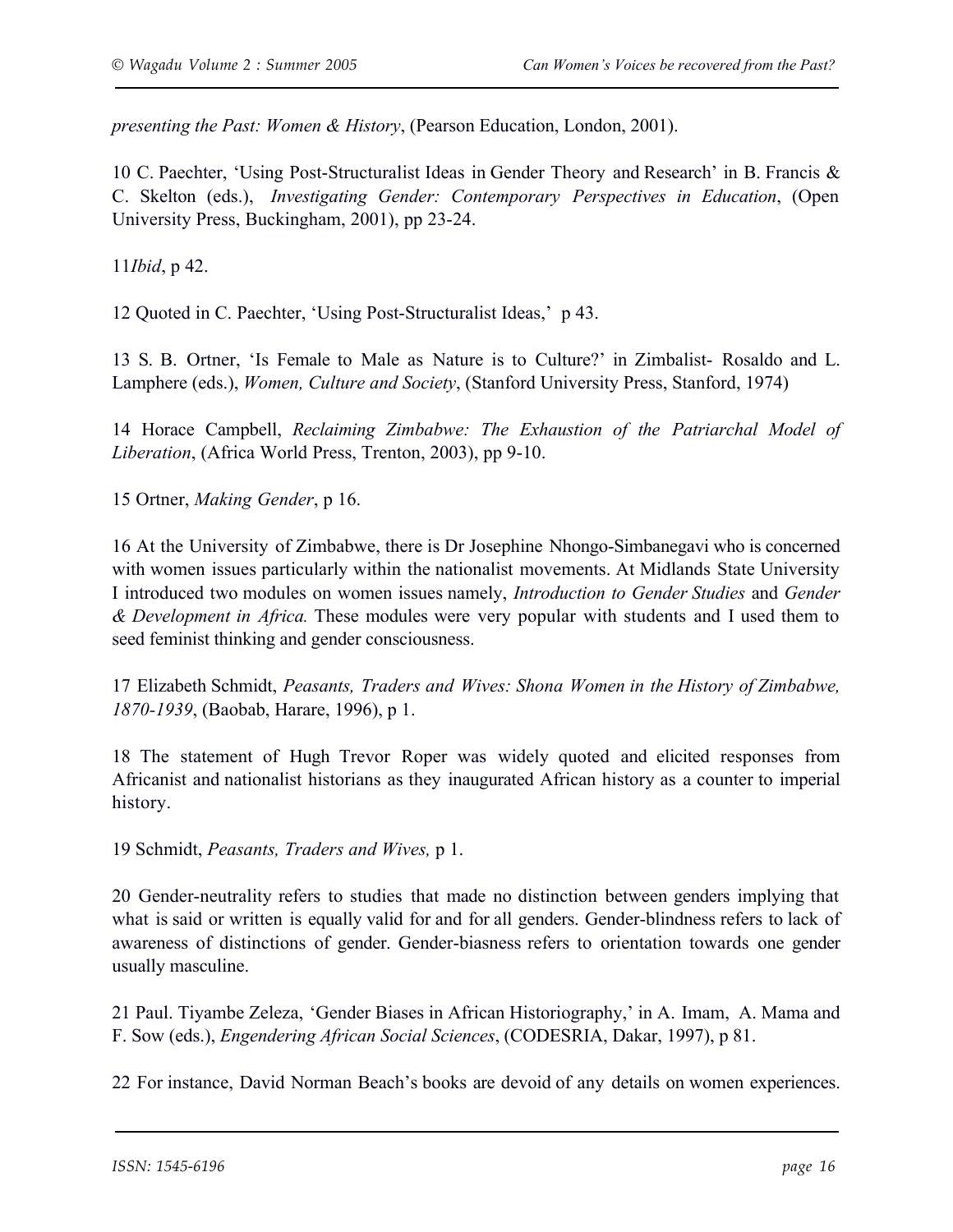*presenting the Past: Women & History*, (Pearson Education, London, 2001).

10 C. Paechter, 'Using Post-Structuralist Ideas in Gender Theory and Research' in B. Francis & C. Skelton (eds.), *Investigating Gender: Contemporary Perspectives in Education*, (Open University Press, Buckingham, 2001), pp 23-24.

11*Ibid*, p 42.

12 Quoted in C. Paechter, 'Using Post-Structuralist Ideas,' p 43.

13 S. B. Ortner, 'Is Female to Male as Nature is to Culture?' in Zimbalist- Rosaldo and L. Lamphere (eds.), *Women, Culture and Society*, (Stanford University Press, Stanford, 1974)

14 Horace Campbell, *Reclaiming Zimbabwe: The Exhaustion of the Patriarchal Model of Liberation*, (Africa World Press, Trenton, 2003), pp 9-10.

15 Ortner, *Making Gender*, p 16.

16 At the University of Zimbabwe, there is Dr Josephine Nhongo-Simbanegavi who is concerned with women issues particularly within the nationalist movements. At Midlands State University I introduced two modules on women issues namely, *Introduction to Gender Studies* and *Gender & Development in Africa.* These modules were very popular with students and I used them to seed feminist thinking and gender consciousness.

17 Elizabeth Schmidt, *Peasants, Traders and Wives: Shona Women in the History of Zimbabwe, 1870-1939*, (Baobab, Harare, 1996), p 1.

18 The statement of Hugh Trevor Roper was widely quoted and elicited responses from Africanist and nationalist historians as they inaugurated African history as a counter to imperial history.

19 Schmidt, *Peasants, Traders and Wives,* p 1.

20 Gender-neutrality refers to studies that made no distinction between genders implying that what is said or written is equally valid for and for all genders. Gender-blindness refers to lack of awareness of distinctions of gender. Gender-biasness refers to orientation towards one gender usually masculine.

21 Paul. Tiyambe Zeleza, 'Gender Biases in African Historiography,' in A. Imam, A. Mama and F. Sow (eds.), *Engendering African Social Sciences*, (CODESRIA, Dakar, 1997), p 81.

22 For instance, David Norman Beach's books are devoid of any details on women experiences.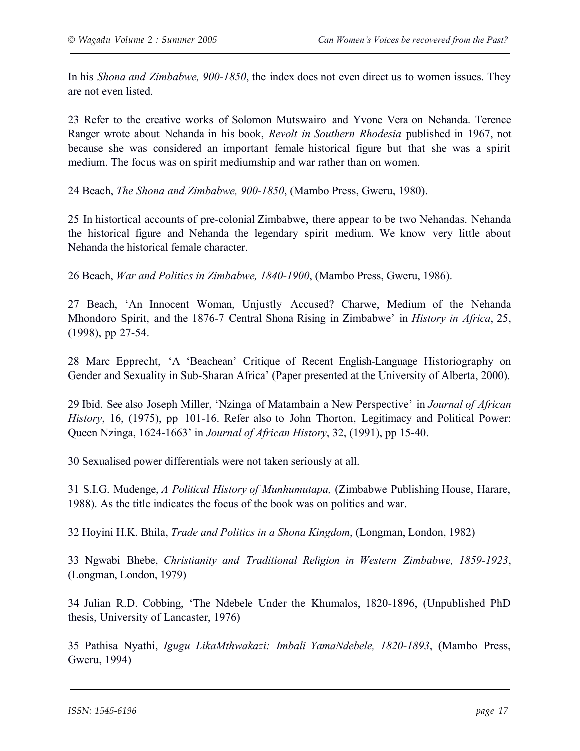In his *Shona and Zimbabwe, 900-1850*, the index does not even direct us to women issues. They are not even listed.

23 Refer to the creative works of Solomon Mutswairo and Yvone Vera on Nehanda. Terence Ranger wrote about Nehanda in his book, *Revolt in Southern Rhodesia* published in 1967, not because she was considered an important female historical figure but that she was a spirit medium. The focus was on spirit mediumship and war rather than on women.

24 Beach, *The Shona and Zimbabwe, 900-1850*, (Mambo Press, Gweru, 1980).

25 In histortical accounts of pre-colonial Zimbabwe, there appear to be two Nehandas. Nehanda the historical figure and Nehanda the legendary spirit medium. We know very little about Nehanda the historical female character.

26 Beach, *War and Politics in Zimbabwe, 1840-1900*, (Mambo Press, Gweru, 1986).

27 Beach, 'An Innocent Woman, Unjustly Accused? Charwe, Medium of the Nehanda Mhondoro Spirit, and the 1876-7 Central Shona Rising in Zimbabwe' in *History in Africa*, 25, (1998), pp 27-54.

28 Marc Epprecht, 'A 'Beachean' Critique of Recent English-Language Historiography on Gender and Sexuality in Sub-Sharan Africa' (Paper presented at the University of Alberta, 2000).

29 Ibid. See also Joseph Miller, 'Nzinga of Matambain a New Perspective' in *Journal of African History*, 16, (1975), pp 101-16. Refer also to John Thorton, Legitimacy and Political Power: Queen Nzinga, 1624-1663' in *Journal of African History*, 32, (1991), pp 15-40.

30 Sexualised power differentials were not taken seriously at all.

31 S.I.G. Mudenge, *A Political History of Munhumutapa,* (Zimbabwe Publishing House, Harare, 1988). As the title indicates the focus of the book was on politics and war.

32 Hoyini H.K. Bhila, *Trade and Politics in a Shona Kingdom*, (Longman, London, 1982)

33 Ngwabi Bhebe, *Christianity and Traditional Religion in Western Zimbabwe, 1859-1923*, (Longman, London, 1979)

34 Julian R.D. Cobbing, 'The Ndebele Under the Khumalos, 1820-1896, (Unpublished PhD thesis, University of Lancaster, 1976)

35 Pathisa Nyathi, *Igugu LikaMthwakazi: Imbali YamaNdebele, 1820-1893*, (Mambo Press, Gweru, 1994)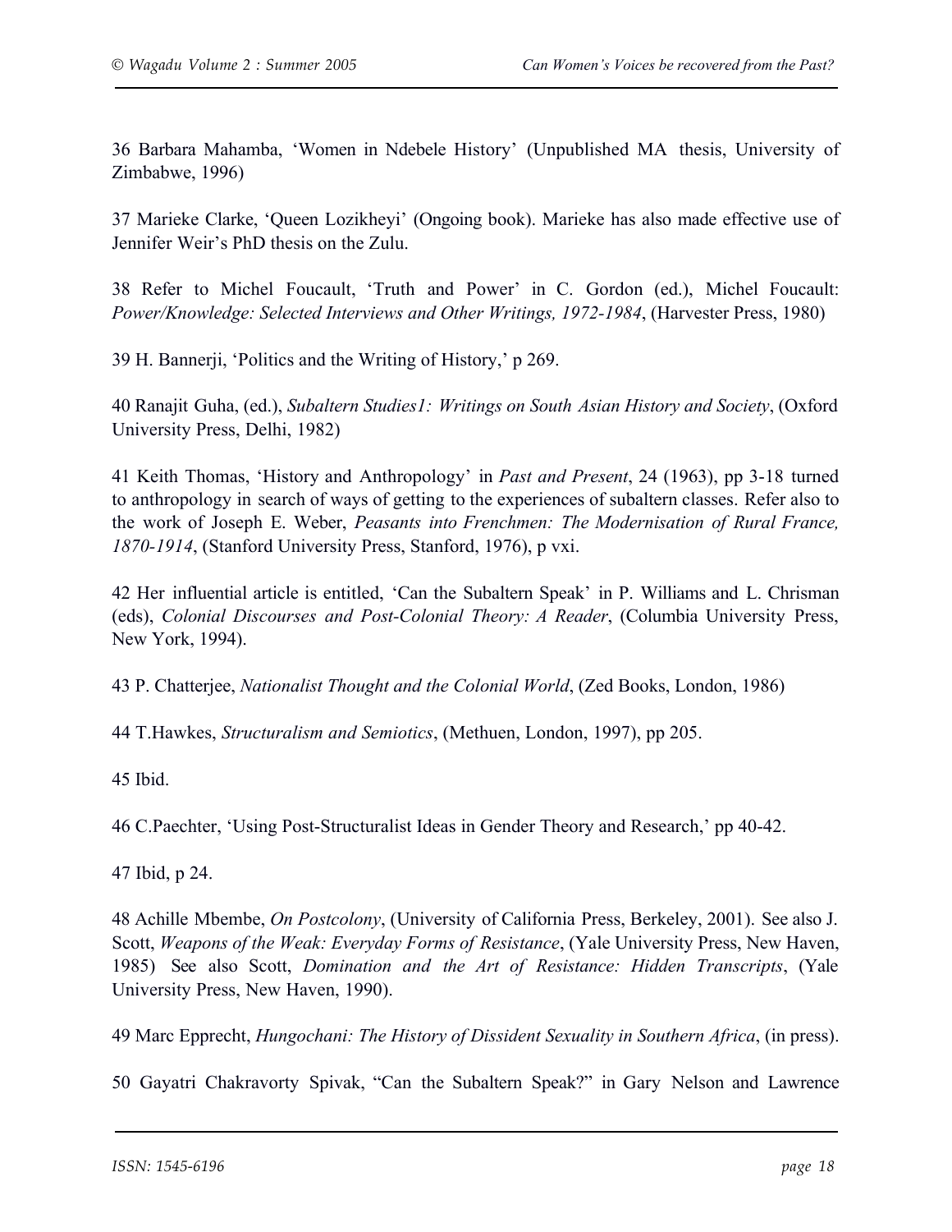36 Barbara Mahamba, ‘Women in Ndebele History’ (Unpublished MA thesis, University of Zimbabwe, 1996)

37 Marieke Clarke, ‘Queen Lozikheyi’ (Ongoing book). Marieke has also made effective use of Jennifer Weir’s PhD thesis on the Zulu.

38 Refer to Michel Foucault, ‘Truth and Power’ in C. Gordon (ed.), Michel Foucault: *Power/Knowledge: Selected Interviews and Other Writings, 1972-1984*, (Harvester Press, 1980)

39 H. Bannerji, ‘Politics and the Writing of History,’ p 269.

40 Ranajit Guha, (ed.), *Subaltern Studies1: Writings on South Asian History and Society*, (Oxford University Press, Delhi, 1982)

41 Keith Thomas, ‘History and Anthropology’ in *Past and Present*, 24 (1963), pp 3-18 turned to anthropology in search of ways of getting to the experiences of subaltern classes. Refer also to the work of Joseph E. Weber, *Peasants into Frenchmen: The Modernisation of Rural France, 1870-1914*, (Stanford University Press, Stanford, 1976), p vxi.

42 Her influential article is entitled, ‘Can the Subaltern Speak’ in P. Williams and L. Chrisman (eds), *Colonial Discourses and Post-Colonial Theory: A Reader*, (Columbia University Press, New York, 1994).

43 P. Chatterjee, *Nationalist Thought and the Colonial World*, (Zed Books, London, 1986)

44 T.Hawkes, *Structuralism and Semiotics*, (Methuen, London, 1997), pp 205.

45 Ibid.

46 C.Paechter, ‘Using Post-Structuralist Ideas in Gender Theory and Research,’ pp 40-42.

47 Ibid, p 24.

48 Achille Mbembe, *On Postcolony*, (University of California Press, Berkeley, 2001). See also J. Scott, *Weapons of the Weak: Everyday Forms of Resistance*, (Yale University Press, New Haven, 1985) See also Scott, *Domination and the Art of Resistance: Hidden Transcripts*, (Yale University Press, New Haven, 1990).

49 Marc Epprecht, *Hungochani: The History of Dissident Sexuality in Southern Africa*, (in press).

50 Gayatri Chakravorty Spivak, “Can the Subaltern Speak?” in Gary Nelson and Lawrence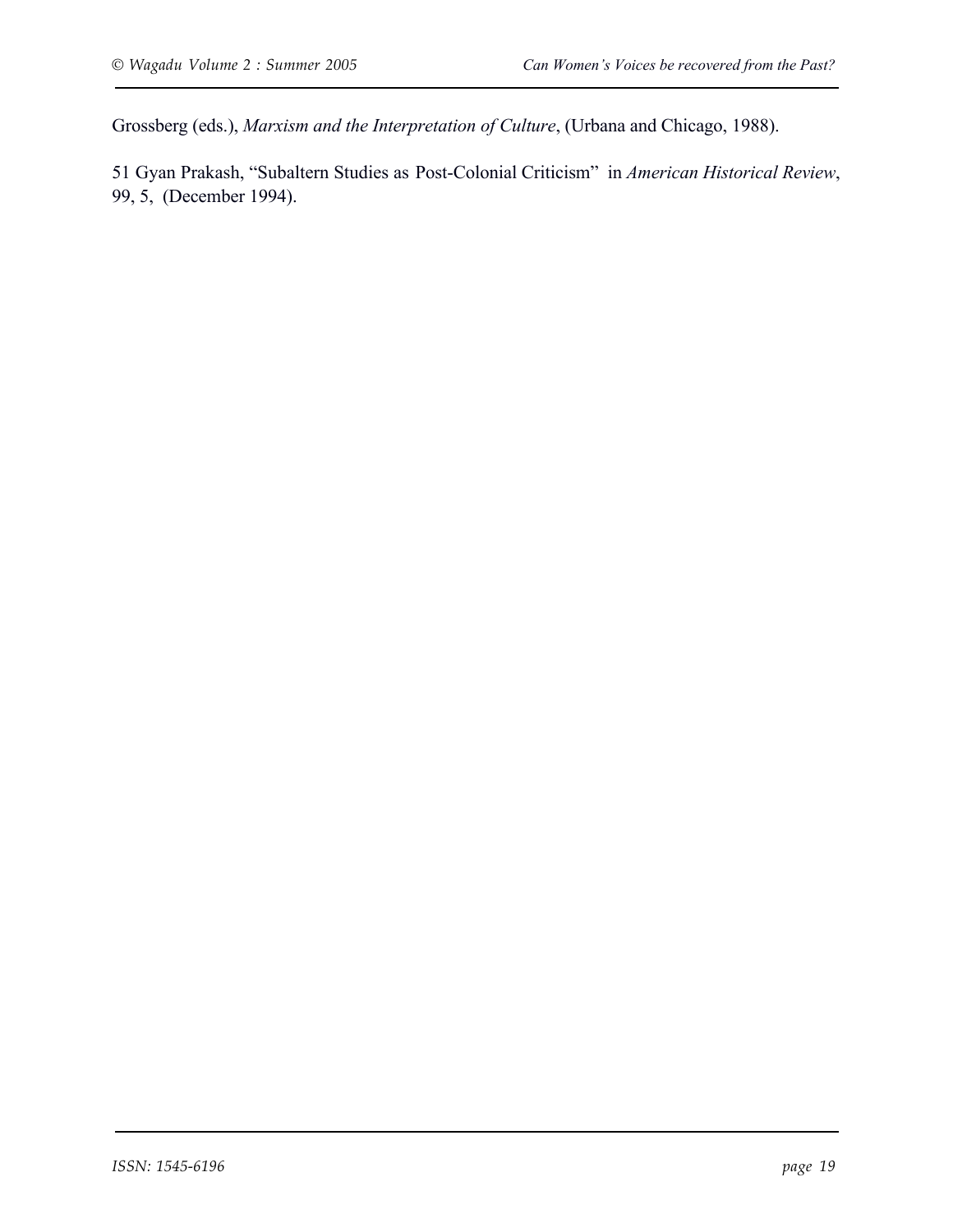Grossberg (eds.), *Marxism and the Interpretation of Culture*, (Urbana and Chicago, 1988).

51 Gyan Prakash, "Subaltern Studies as Post-Colonial Criticism" in *American Historical Review*, 99, 5, (December 1994).